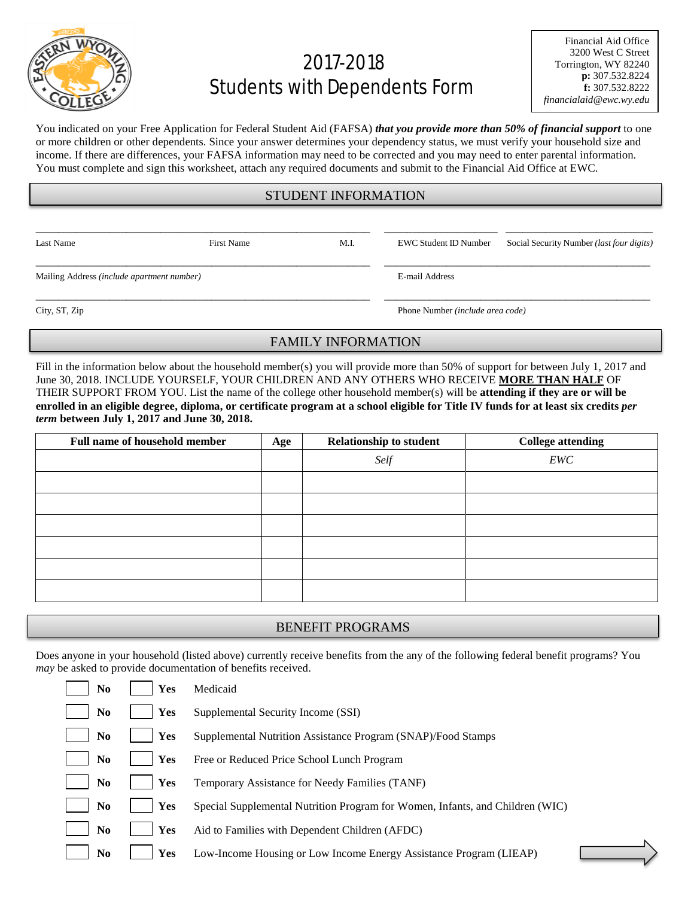# 2017-2018 Students with Dependents Form

Financial Aid Office
3200 West C Street
Torrington, WY 82240
**p:** 307.532.8224
**f:** 307.532.8222
*financialaid@ewc.wy.edu*

You indicated on your Free Application for Federal Student Aid (FAFSA) ***that you provide more than 50% of financial support*** to one or more children or other dependents. Since your answer determines your dependency status, we must verify your household size and income. If there are differences, your FAFSA information may need to be corrected and you may need to enter parental information. You must complete and sign this worksheet, attach any required documents and submit to the Financial Aid Office at EWC.

## STUDENT INFORMATION

Last Name ____________ First Name ____________ M.I. ____ EWC Student ID Number ____________ Social Security Number *(last four digits)* ____________

Mailing Address *(include apartment number)* ____________ E-mail Address ____________

City, ST, Zip ____________ Phone Number *(include area code)* ____________

## FAMILY INFORMATION

Fill in the information below about the household member(s) you will provide more than 50% of support for between July 1, 2017 and June 30, 2018. INCLUDE YOURSELF, YOUR CHILDREN AND ANY OTHERS WHO RECEIVE **MORE THAN HALF** OF THEIR SUPPORT FROM YOU. List the name of the college other household member(s) will be **attending if they are or will be enrolled in an eligible degree, diploma, or certificate program at a school eligible for Title IV funds for at least six credits *per term* between July 1, 2017 and June 30, 2018.**

| Full name of household member | Age | Relationship to student | College attending |
|---|---|---|---|
| | | *Self* | *EWC* |
| | | | |
| | | | |
| | | | |
| | | | |
| | | | |
| | | | |

## BENEFIT PROGRAMS

Does anyone in your household (listed above) currently receive benefits from the any of the following federal benefit programs? You *may* be asked to provide documentation of benefits received.

- ☐ **No** ☐ **Yes** Medicaid
- ☐ **No** ☐ **Yes** Supplemental Security Income (SSI)
- ☐ **No** ☐ **Yes** Supplemental Nutrition Assistance Program (SNAP)/Food Stamps
- ☐ **No** ☐ **Yes** Free or Reduced Price School Lunch Program
- ☐ **No** ☐ **Yes** Temporary Assistance for Needy Families (TANF)
- ☐ **No** ☐ **Yes** Special Supplemental Nutrition Program for Women, Infants, and Children (WIC)
- ☐ **No** ☐ **Yes** Aid to Families with Dependent Children (AFDC)
- ☐ **No** ☐ **Yes** Low-Income Housing or Low Income Energy Assistance Program (LIEAP)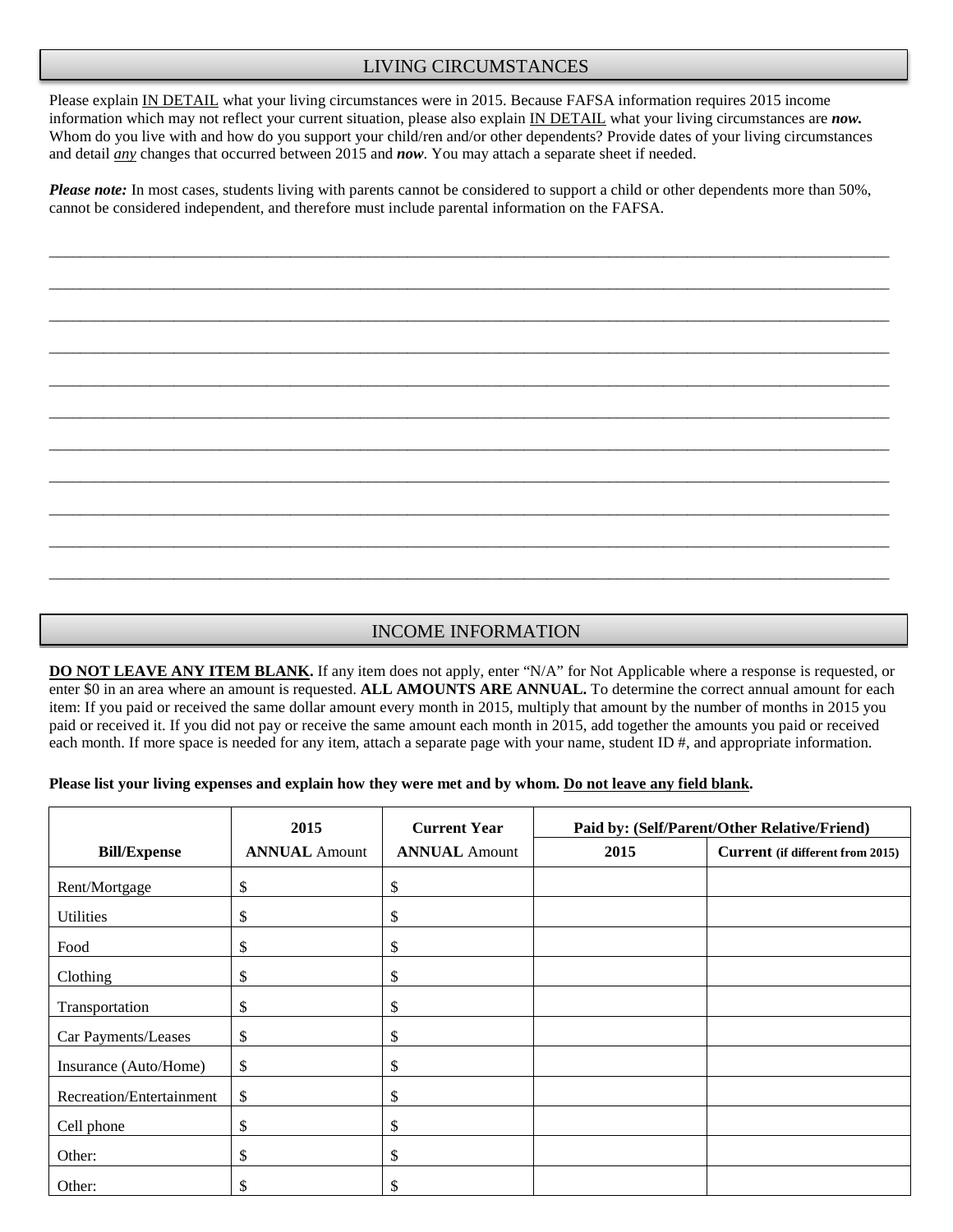## LIVING CIRCUMSTANCES

Please explain <u>IN DETAIL</u> what your living circumstances were in 2015. Because FAFSA information requires 2015 income information which may not reflect your current situation, please also explain <u>IN DETAIL</u> what your living circumstances are ***now.*** Whom do you live with and how do you support your child/ren and/or other dependents? Provide dates of your living circumstances and detail ***any*** changes that occurred between 2015 and ***now***. You may attach a separate sheet if needed.

***Please note:*** In most cases, students living with parents cannot be considered to support a child or other dependents more than 50%, cannot be considered independent, and therefore must include parental information on the FAFSA.

_______________________________________________________________________________________________

_______________________________________________________________________________________________

_______________________________________________________________________________________________

_______________________________________________________________________________________________

_______________________________________________________________________________________________

_______________________________________________________________________________________________

_______________________________________________________________________________________________

_______________________________________________________________________________________________

_______________________________________________________________________________________________

_______________________________________________________________________________________________

_______________________________________________________________________________________________

## INCOME INFORMATION

**<u>DO NOT LEAVE ANY ITEM BLANK</u>.** If any item does not apply, enter "N/A" for Not Applicable where a response is requested, or enter $0 in an area where an amount is requested. **ALL AMOUNTS ARE ANNUAL.** To determine the correct annual amount for each item: If you paid or received the same dollar amount every month in 2015, multiply that amount by the number of months in 2015 you paid or received it. If you did not pay or receive the same amount each month in 2015, add together the amounts you paid or received each month. If more space is needed for any item, attach a separate page with your name, student ID #, and appropriate information.

**Please list your living expenses and explain how they were met and by whom. <u>Do not leave any field blank</u>.**

| Bill/Expense | 2015 **ANNUAL** Amount | Current Year **ANNUAL** Amount | **Paid by: (Self/Parent/Other Relative/Friend)** | |
|---|---|---|---|---|
| | | | **2015** | **Current (if different from 2015)** |
| Rent/Mortgage | $ | $ | | |
| Utilities | $ | $ | | |
| Food | $ | $ | | |
| Clothing | $ | $ | | |
| Transportation | $ | $ | | |
| Car Payments/Leases | $ | $ | | |
| Insurance (Auto/Home) | $ | $ | | |
| Recreation/Entertainment | $ | $ | | |
| Cell phone | $ | $ | | |
| Other: | $ | $ | | |
| Other: | $ | $ | | |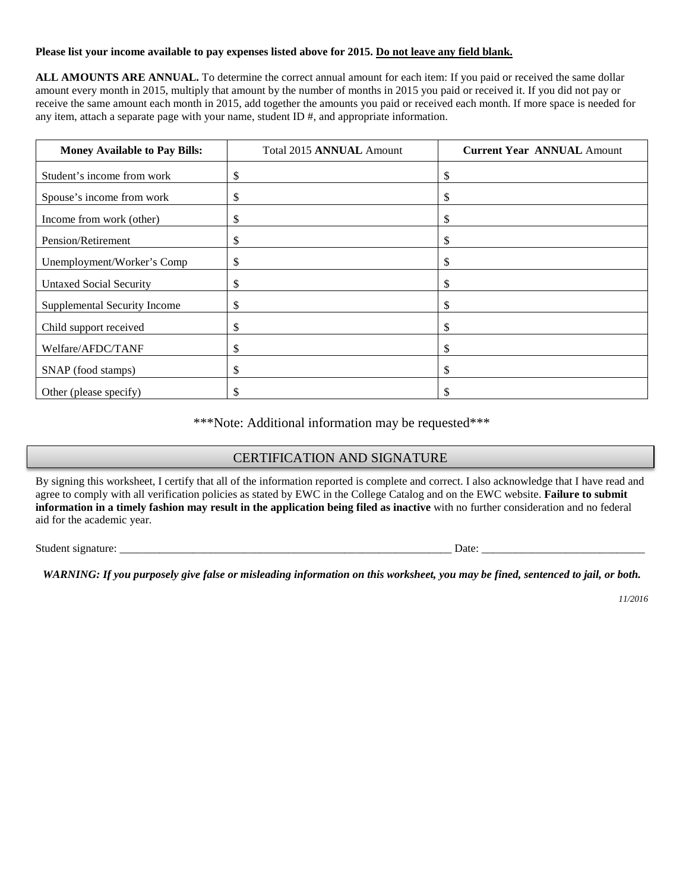**Please list your income available to pay expenses listed above for 2015. Do not leave any field blank.**

**ALL AMOUNTS ARE ANNUAL.** To determine the correct annual amount for each item: If you paid or received the same dollar amount every month in 2015, multiply that amount by the number of months in 2015 you paid or received it. If you did not pay or receive the same amount each month in 2015, add together the amounts you paid or received each month. If more space is needed for any item, attach a separate page with your name, student ID #, and appropriate information.

| **Money Available to Pay Bills:** | Total 2015 **ANNUAL** Amount | **Current Year ANNUAL** Amount |
|---|---|---|
| Student's income from work | $ | $ |
| Spouse's income from work | $ | $ |
| Income from work (other) | $ | $ |
| Pension/Retirement | $ | $ |
| Unemployment/Worker's Comp | $ | $ |
| Untaxed Social Security | $ | $ |
| Supplemental Security Income | $ | $ |
| Child support received | $ | $ |
| Welfare/AFDC/TANF | $ | $ |
| SNAP (food stamps) | $ | $ |
| Other (please specify) | $ | $ |

***Note: Additional information may be requested***

## CERTIFICATION AND SIGNATURE

By signing this worksheet, I certify that all of the information reported is complete and correct. I also acknowledge that I have read and agree to comply with all verification policies as stated by EWC in the College Catalog and on the EWC website. **Failure to submit information in a timely fashion may result in the application being filed as inactive** with no further consideration and no federal aid for the academic year.

Student signature: ____________________________________________________________ Date: _____________________________

***WARNING: If you purposely give false or misleading information on this worksheet, you may be fined, sentenced to jail, or both.***

*11/2016*